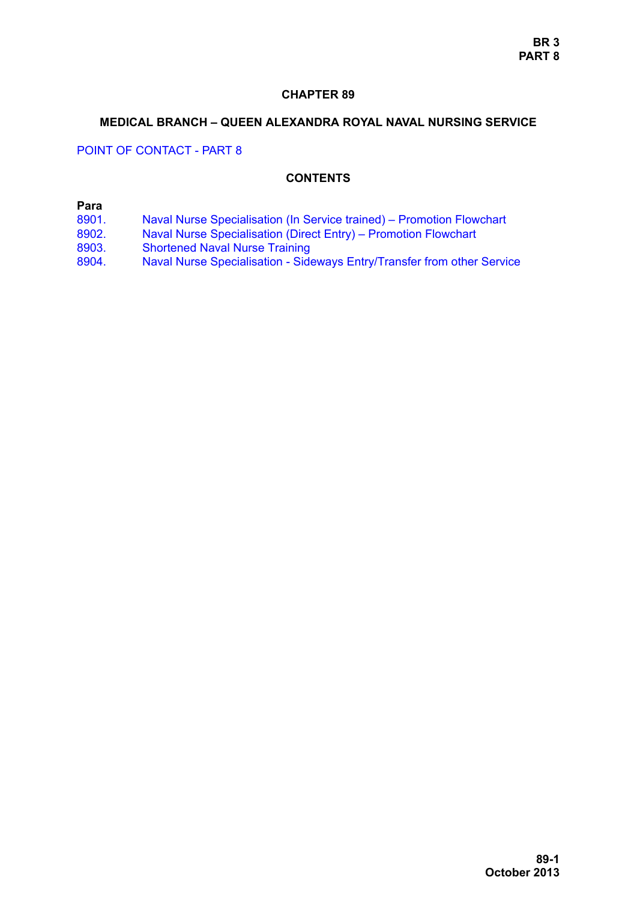# CHAPTER 89

## MEDICAL BRANCH – QUEEN ALEXANDRA ROYAL NAVAL NURSING SERVICE

POINT OF CONTACT - PART 8

### CONTENTS

| Para | |
|---|---|
| 8901. | Naval Nurse Specialisation (In Service trained) – Promotion Flowchart |
| 8902. | Naval Nurse Specialisation (Direct Entry) – Promotion Flowchart |
| 8903. | Shortened Naval Nurse Training |
| 8904. | Naval Nurse Specialisation - Sideways Entry/Transfer from other Service |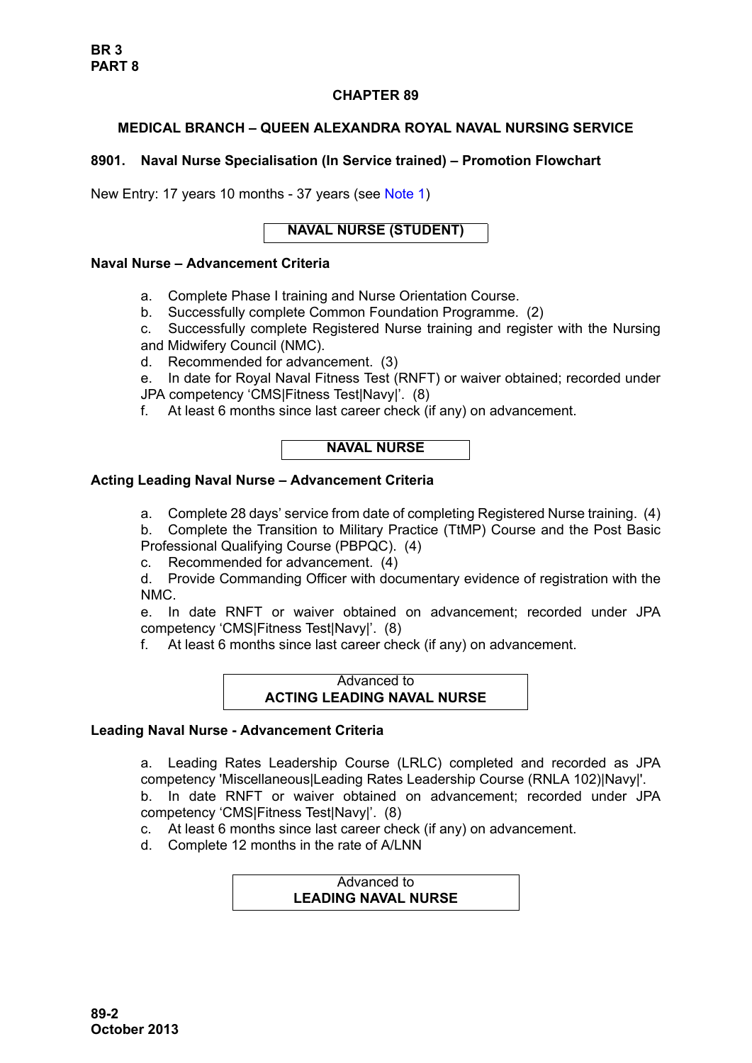# CHAPTER 89

## MEDICAL BRANCH – QUEEN ALEXANDRA ROYAL NAVAL NURSING SERVICE

### 8901. Naval Nurse Specialisation (In Service trained) – Promotion Flowchart

New Entry: 17 years 10 months - 37 years (see Note 1)

**NAVAL NURSE (STUDENT)**

**Naval Nurse – Advancement Criteria**

a. Complete Phase I training and Nurse Orientation Course.
b. Successfully complete Common Foundation Programme. (2)
c. Successfully complete Registered Nurse training and register with the Nursing and Midwifery Council (NMC).
d. Recommended for advancement. (3)
e. In date for Royal Naval Fitness Test (RNFT) or waiver obtained; recorded under JPA competency 'CMS|Fitness Test|Navy|'. (8)
f. At least 6 months since last career check (if any) on advancement.

**NAVAL NURSE**

**Acting Leading Naval Nurse – Advancement Criteria**

a. Complete 28 days' service from date of completing Registered Nurse training. (4)
b. Complete the Transition to Military Practice (TtMP) Course and the Post Basic Professional Qualifying Course (PBPQC). (4)
c. Recommended for advancement. (4)
d. Provide Commanding Officer with documentary evidence of registration with the NMC.
e. In date RNFT or waiver obtained on advancement; recorded under JPA competency 'CMS|Fitness Test|Navy|'. (8)
f. At least 6 months since last career check (if any) on advancement.

Advanced to
**ACTING LEADING NAVAL NURSE**

**Leading Naval Nurse - Advancement Criteria**

a. Leading Rates Leadership Course (LRLC) completed and recorded as JPA competency 'Miscellaneous|Leading Rates Leadership Course (RNLA 102)|Navy|'.
b. In date RNFT or waiver obtained on advancement; recorded under JPA competency 'CMS|Fitness Test|Navy|'. (8)
c. At least 6 months since last career check (if any) on advancement.
d. Complete 12 months in the rate of A/LNN

Advanced to
**LEADING NAVAL NURSE**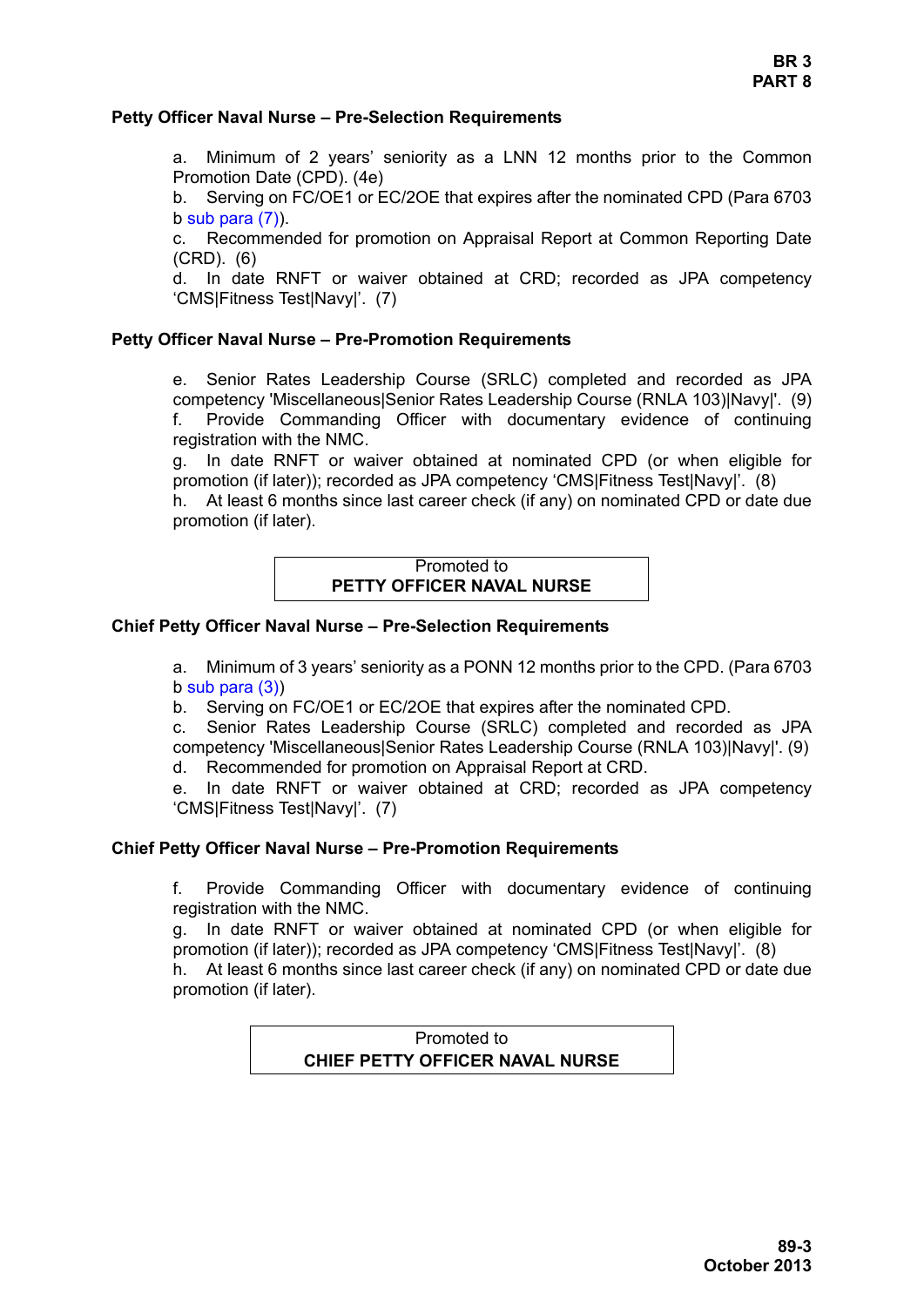### Petty Officer Naval Nurse – Pre-Selection Requirements

a. Minimum of 2 years' seniority as a LNN 12 months prior to the Common Promotion Date (CPD). (4e)

b. Serving on FC/OE1 or EC/2OE that expires after the nominated CPD (Para 6703 b sub para (7)).

c. Recommended for promotion on Appraisal Report at Common Reporting Date (CRD). (6)

d. In date RNFT or waiver obtained at CRD; recorded as JPA competency 'CMS|Fitness Test|Navy|'. (7)

### Petty Officer Naval Nurse – Pre-Promotion Requirements

e. Senior Rates Leadership Course (SRLC) completed and recorded as JPA competency 'Miscellaneous|Senior Rates Leadership Course (RNLA 103)|Navy|'. (9)

f. Provide Commanding Officer with documentary evidence of continuing registration with the NMC.

g. In date RNFT or waiver obtained at nominated CPD (or when eligible for promotion (if later)); recorded as JPA competency 'CMS|Fitness Test|Navy|'. (8)

h. At least 6 months since last career check (if any) on nominated CPD or date due promotion (if later).

| Promoted to<br>**PETTY OFFICER NAVAL NURSE** |
|---|

### Chief Petty Officer Naval Nurse – Pre-Selection Requirements

a. Minimum of 3 years' seniority as a PONN 12 months prior to the CPD. (Para 6703 b sub para (3))

b. Serving on FC/OE1 or EC/2OE that expires after the nominated CPD.

c. Senior Rates Leadership Course (SRLC) completed and recorded as JPA competency 'Miscellaneous|Senior Rates Leadership Course (RNLA 103)|Navy|'. (9)

d. Recommended for promotion on Appraisal Report at CRD.

e. In date RNFT or waiver obtained at CRD; recorded as JPA competency 'CMS|Fitness Test|Navy|'. (7)

### Chief Petty Officer Naval Nurse – Pre-Promotion Requirements

f. Provide Commanding Officer with documentary evidence of continuing registration with the NMC.

g. In date RNFT or waiver obtained at nominated CPD (or when eligible for promotion (if later)); recorded as JPA competency 'CMS|Fitness Test|Navy|'. (8)

h. At least 6 months since last career check (if any) on nominated CPD or date due promotion (if later).

| Promoted to<br>**CHIEF PETTY OFFICER NAVAL NURSE** |
|---|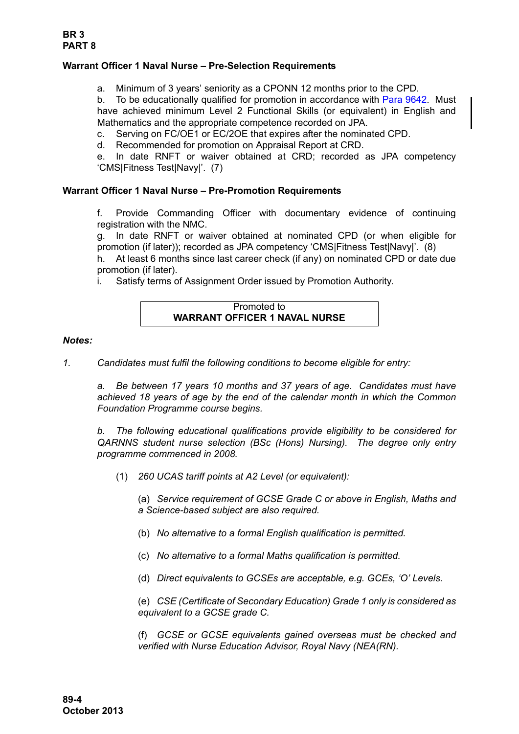**Warrant Officer 1 Naval Nurse – Pre-Selection Requirements**

a. Minimum of 3 years' seniority as a CPONN 12 months prior to the CPD.
b. To be educationally qualified for promotion in accordance with Para 9642. Must have achieved minimum Level 2 Functional Skills (or equivalent) in English and Mathematics and the appropriate competence recorded on JPA.
c. Serving on FC/OE1 or EC/2OE that expires after the nominated CPD.
d. Recommended for promotion on Appraisal Report at CRD.
e. In date RNFT or waiver obtained at CRD; recorded as JPA competency 'CMS|Fitness Test|Navy|'. (7)

**Warrant Officer 1 Naval Nurse – Pre-Promotion Requirements**

f. Provide Commanding Officer with documentary evidence of continuing registration with the NMC.
g. In date RNFT or waiver obtained at nominated CPD (or when eligible for promotion (if later)); recorded as JPA competency 'CMS|Fitness Test|Navy|'. (8)
h. At least 6 months since last career check (if any) on nominated CPD or date due promotion (if later).
i. Satisfy terms of Assignment Order issued by Promotion Authority.

Promoted to
**WARRANT OFFICER 1 NAVAL NURSE**

***Notes:***

*1. Candidates must fulfil the following conditions to become eligible for entry:*

*a. Be between 17 years 10 months and 37 years of age. Candidates must have achieved 18 years of age by the end of the calendar month in which the Common Foundation Programme course begins.*

*b. The following educational qualifications provide eligibility to be considered for QARNNS student nurse selection (BSc (Hons) Nursing). The degree only entry programme commenced in 2008.*

(1) *260 UCAS tariff points at A2 Level (or equivalent):*

(a) *Service requirement of GCSE Grade C or above in English, Maths and a Science-based subject are also required.*

(b) *No alternative to a formal English qualification is permitted.*

(c) *No alternative to a formal Maths qualification is permitted.*

(d) *Direct equivalents to GCSEs are acceptable, e.g. GCEs, 'O' Levels.*

(e) *CSE (Certificate of Secondary Education) Grade 1 only is considered as equivalent to a GCSE grade C.*

(f) *GCSE or GCSE equivalents gained overseas must be checked and verified with Nurse Education Advisor, Royal Navy (NEA(RN).*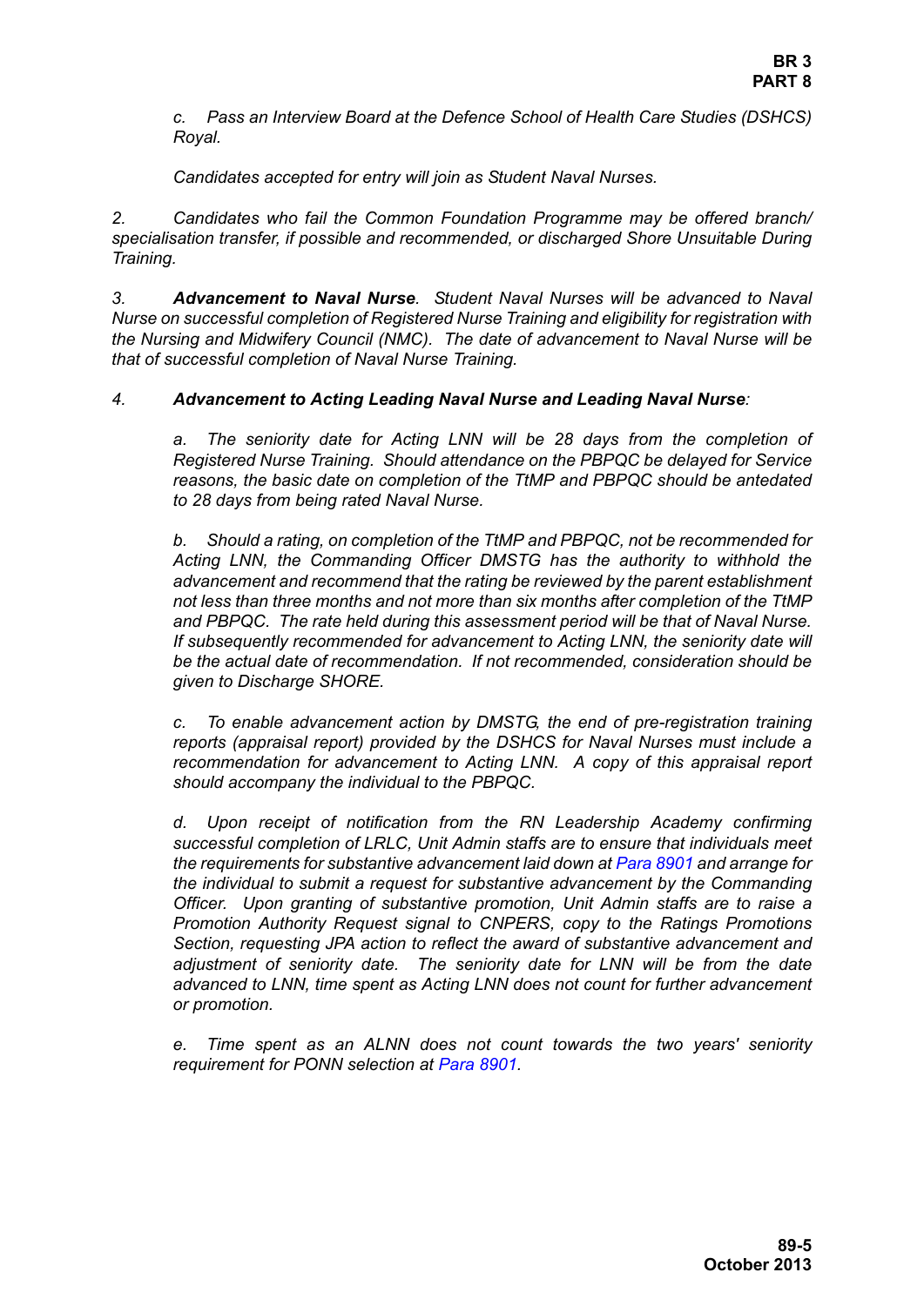*c. Pass an Interview Board at the Defence School of Health Care Studies (DSHCS) Royal.*

*Candidates accepted for entry will join as Student Naval Nurses.*

*2. Candidates who fail the Common Foundation Programme may be offered branch/ specialisation transfer, if possible and recommended, or discharged Shore Unsuitable During Training.*

*3. **Advancement to Naval Nurse**. Student Naval Nurses will be advanced to Naval Nurse on successful completion of Registered Nurse Training and eligibility for registration with the Nursing and Midwifery Council (NMC). The date of advancement to Naval Nurse will be that of successful completion of Naval Nurse Training.*

*4. **Advancement to Acting Leading Naval Nurse and Leading Naval Nurse**:*

*a. The seniority date for Acting LNN will be 28 days from the completion of Registered Nurse Training. Should attendance on the PBPQC be delayed for Service reasons, the basic date on completion of the TtMP and PBPQC should be antedated to 28 days from being rated Naval Nurse.*

*b. Should a rating, on completion of the TtMP and PBPQC, not be recommended for Acting LNN, the Commanding Officer DMSTG has the authority to withhold the advancement and recommend that the rating be reviewed by the parent establishment not less than three months and not more than six months after completion of the TtMP and PBPQC. The rate held during this assessment period will be that of Naval Nurse. If subsequently recommended for advancement to Acting LNN, the seniority date will be the actual date of recommendation. If not recommended, consideration should be given to Discharge SHORE.*

*c. To enable advancement action by DMSTG, the end of pre-registration training reports (appraisal report) provided by the DSHCS for Naval Nurses must include a recommendation for advancement to Acting LNN. A copy of this appraisal report should accompany the individual to the PBPQC.*

*d. Upon receipt of notification from the RN Leadership Academy confirming successful completion of LRLC, Unit Admin staffs are to ensure that individuals meet the requirements for substantive advancement laid down at Para 8901 and arrange for the individual to submit a request for substantive advancement by the Commanding Officer. Upon granting of substantive promotion, Unit Admin staffs are to raise a Promotion Authority Request signal to CNPERS, copy to the Ratings Promotions Section, requesting JPA action to reflect the award of substantive advancement and adjustment of seniority date. The seniority date for LNN will be from the date advanced to LNN, time spent as Acting LNN does not count for further advancement or promotion.*

*e. Time spent as an ALNN does not count towards the two years' seniority requirement for PONN selection at Para 8901.*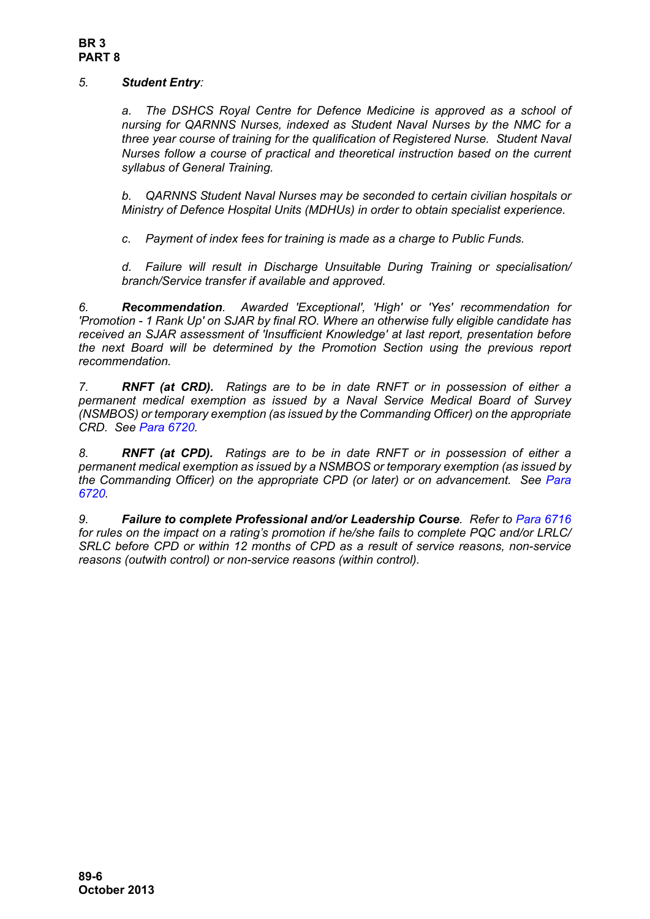*5.* ***Student Entry****:*

*a. The DSHCS Royal Centre for Defence Medicine is approved as a school of nursing for QARNNS Nurses, indexed as Student Naval Nurses by the NMC for a three year course of training for the qualification of Registered Nurse. Student Naval Nurses follow a course of practical and theoretical instruction based on the current syllabus of General Training.*

*b. QARNNS Student Naval Nurses may be seconded to certain civilian hospitals or Ministry of Defence Hospital Units (MDHUs) in order to obtain specialist experience.*

*c. Payment of index fees for training is made as a charge to Public Funds.*

*d. Failure will result in Discharge Unsuitable During Training or specialisation/ branch/Service transfer if available and approved.*

*6.* ***Recommendation****. Awarded 'Exceptional', 'High' or 'Yes' recommendation for 'Promotion - 1 Rank Up' on SJAR by final RO. Where an otherwise fully eligible candidate has received an SJAR assessment of 'Insufficient Knowledge' at last report, presentation before the next Board will be determined by the Promotion Section using the previous report recommendation.*

*7.* ***RNFT (at CRD).*** *Ratings are to be in date RNFT or in possession of either a permanent medical exemption as issued by a Naval Service Medical Board of Survey (NSMBOS) or temporary exemption (as issued by the Commanding Officer) on the appropriate CRD. See Para 6720.*

*8.* ***RNFT (at CPD).*** *Ratings are to be in date RNFT or in possession of either a permanent medical exemption as issued by a NSMBOS or temporary exemption (as issued by the Commanding Officer) on the appropriate CPD (or later) or on advancement. See Para 6720.*

*9.* ***Failure to complete Professional and/or Leadership Course****. Refer to Para 6716 for rules on the impact on a rating's promotion if he/she fails to complete PQC and/or LRLC/ SRLC before CPD or within 12 months of CPD as a result of service reasons, non-service reasons (outwith control) or non-service reasons (within control).*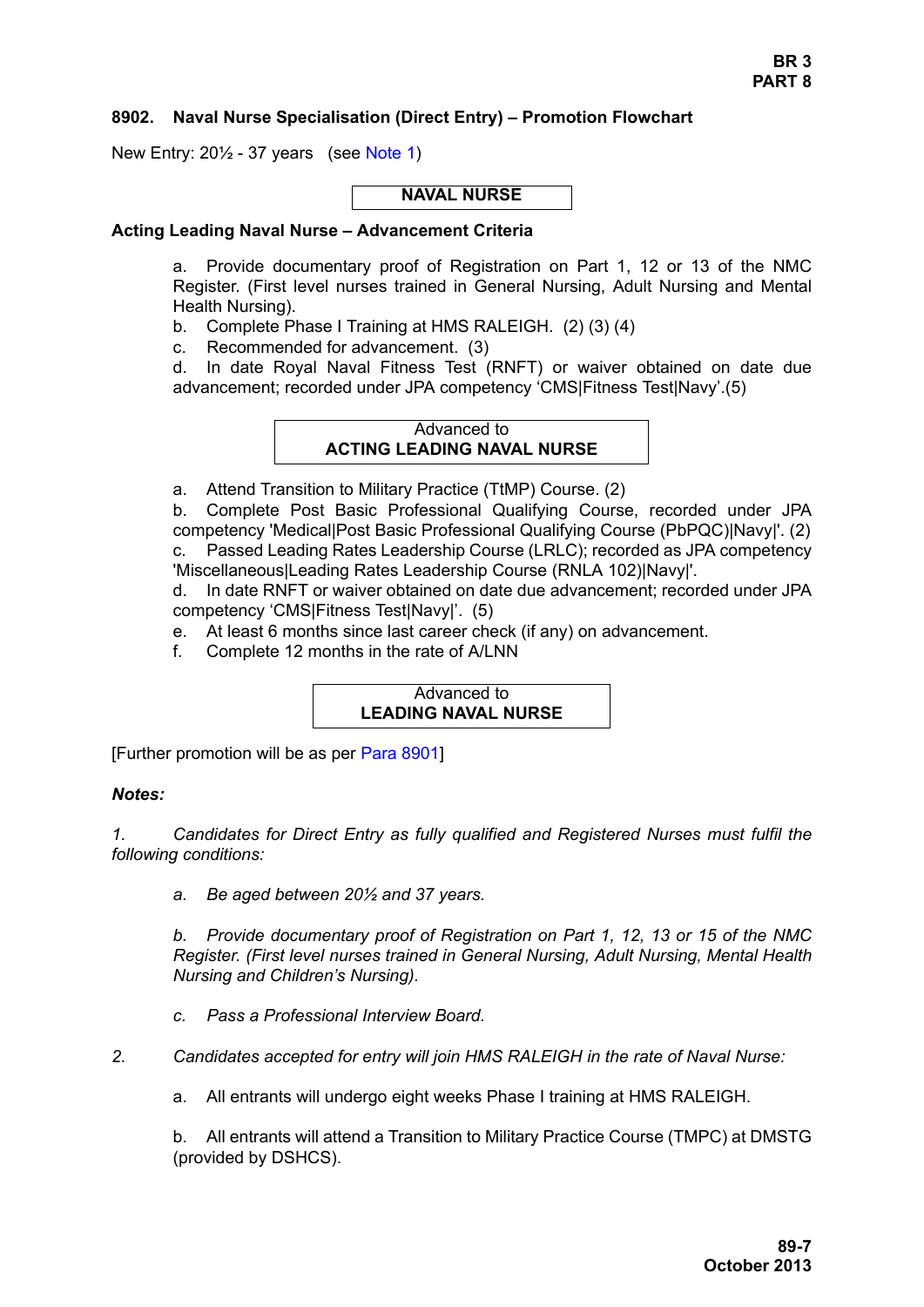### 8902. Naval Nurse Specialisation (Direct Entry) – Promotion Flowchart

New Entry: 20½ - 37 years (see Note 1)

**NAVAL NURSE**

**Acting Leading Naval Nurse – Advancement Criteria**

a. Provide documentary proof of Registration on Part 1, 12 or 13 of the NMC Register. (First level nurses trained in General Nursing, Adult Nursing and Mental Health Nursing).

b. Complete Phase I Training at HMS RALEIGH. (2) (3) (4)

c. Recommended for advancement. (3)

d. In date Royal Naval Fitness Test (RNFT) or waiver obtained on date due advancement; recorded under JPA competency 'CMS|Fitness Test|Navy'.(5)

Advanced to
**ACTING LEADING NAVAL NURSE**

a. Attend Transition to Military Practice (TtMP) Course. (2)

b. Complete Post Basic Professional Qualifying Course, recorded under JPA competency 'Medical|Post Basic Professional Qualifying Course (PbPQC)|Navy|'. (2)

c. Passed Leading Rates Leadership Course (LRLC); recorded as JPA competency 'Miscellaneous|Leading Rates Leadership Course (RNLA 102)|Navy|'.

d. In date RNFT or waiver obtained on date due advancement; recorded under JPA competency 'CMS|Fitness Test|Navy|'. (5)

e. At least 6 months since last career check (if any) on advancement.

f. Complete 12 months in the rate of A/LNN

Advanced to
**LEADING NAVAL NURSE**

[Further promotion will be as per Para 8901]

***Notes:***

*1. Candidates for Direct Entry as fully qualified and Registered Nurses must fulfil the following conditions:*

*a. Be aged between 20½ and 37 years.*

*b. Provide documentary proof of Registration on Part 1, 12, 13 or 15 of the NMC Register. (First level nurses trained in General Nursing, Adult Nursing, Mental Health Nursing and Children's Nursing).*

*c. Pass a Professional Interview Board.*

*2. Candidates accepted for entry will join HMS RALEIGH in the rate of Naval Nurse:*

a. All entrants will undergo eight weeks Phase I training at HMS RALEIGH.

b. All entrants will attend a Transition to Military Practice Course (TMPC) at DMSTG (provided by DSHCS).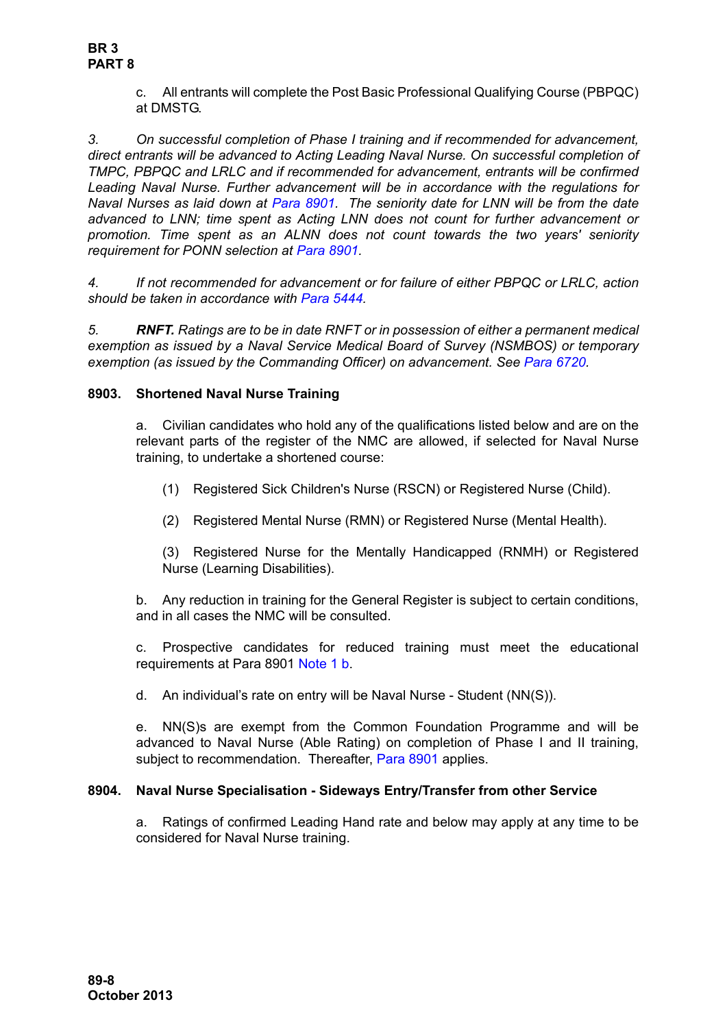c. All entrants will complete the Post Basic Professional Qualifying Course (PBPQC) at DMSTG.

*3. On successful completion of Phase I training and if recommended for advancement, direct entrants will be advanced to Acting Leading Naval Nurse. On successful completion of TMPC, PBPQC and LRLC and if recommended for advancement, entrants will be confirmed Leading Naval Nurse. Further advancement will be in accordance with the regulations for Naval Nurses as laid down at Para 8901. The seniority date for LNN will be from the date advanced to LNN; time spent as Acting LNN does not count for further advancement or promotion. Time spent as an ALNN does not count towards the two years' seniority requirement for PONN selection at Para 8901.*

*4. If not recommended for advancement or for failure of either PBPQC or LRLC, action should be taken in accordance with Para 5444.*

*5. **RNFT.** Ratings are to be in date RNFT or in possession of either a permanent medical exemption as issued by a Naval Service Medical Board of Survey (NSMBOS) or temporary exemption (as issued by the Commanding Officer) on advancement. See Para 6720.*

**8903. Shortened Naval Nurse Training**

a. Civilian candidates who hold any of the qualifications listed below and are on the relevant parts of the register of the NMC are allowed, if selected for Naval Nurse training, to undertake a shortened course:

(1) Registered Sick Children's Nurse (RSCN) or Registered Nurse (Child).

(2) Registered Mental Nurse (RMN) or Registered Nurse (Mental Health).

(3) Registered Nurse for the Mentally Handicapped (RNMH) or Registered Nurse (Learning Disabilities).

b. Any reduction in training for the General Register is subject to certain conditions, and in all cases the NMC will be consulted.

c. Prospective candidates for reduced training must meet the educational requirements at Para 8901 Note 1 b.

d. An individual's rate on entry will be Naval Nurse - Student (NN(S)).

e. NN(S)s are exempt from the Common Foundation Programme and will be advanced to Naval Nurse (Able Rating) on completion of Phase I and II training, subject to recommendation. Thereafter, Para 8901 applies.

**8904. Naval Nurse Specialisation - Sideways Entry/Transfer from other Service**

a. Ratings of confirmed Leading Hand rate and below may apply at any time to be considered for Naval Nurse training.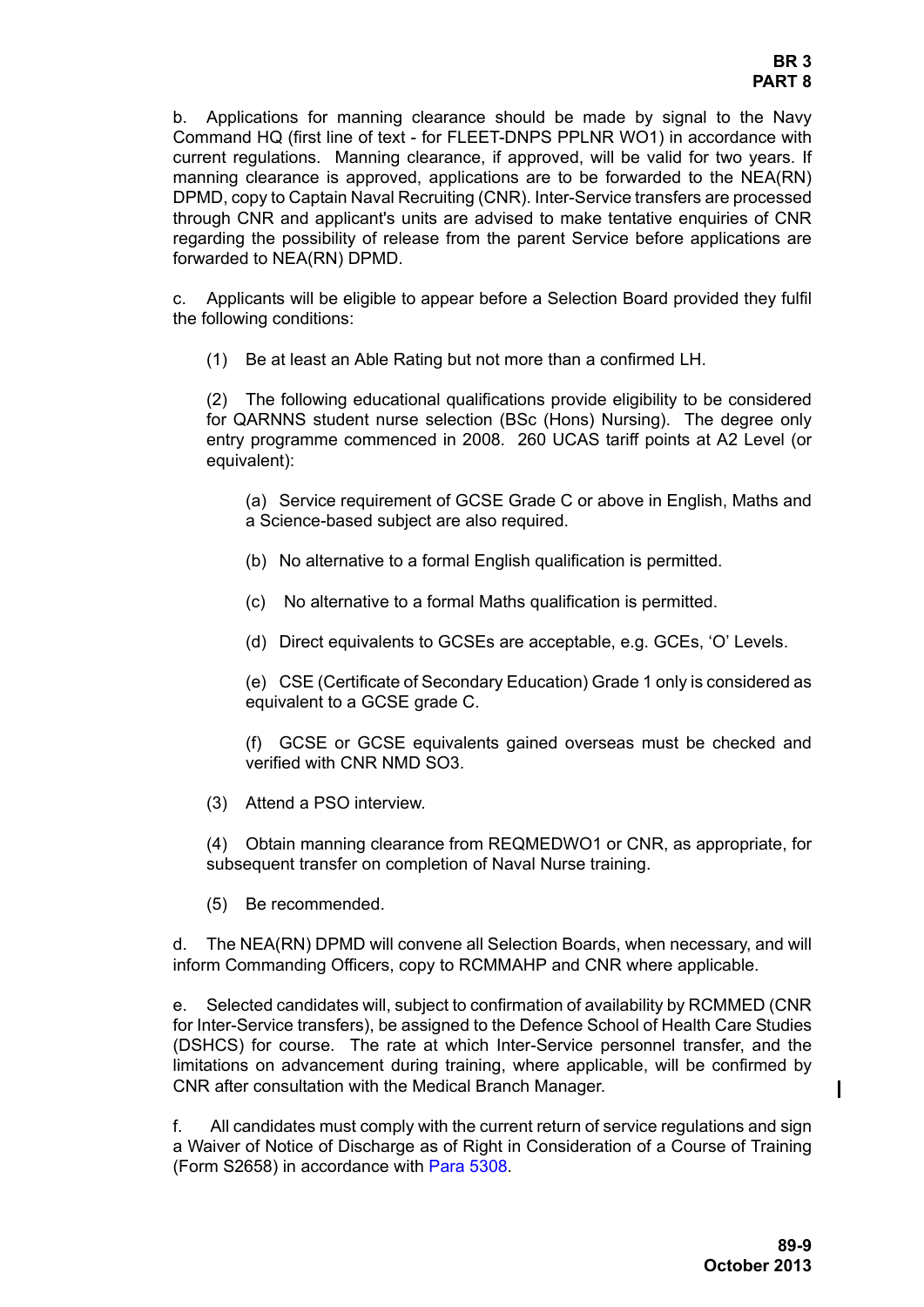b. Applications for manning clearance should be made by signal to the Navy Command HQ (first line of text - for FLEET-DNPS PPLNR WO1) in accordance with current regulations. Manning clearance, if approved, will be valid for two years. If manning clearance is approved, applications are to be forwarded to the NEA(RN) DPMD, copy to Captain Naval Recruiting (CNR). Inter-Service transfers are processed through CNR and applicant's units are advised to make tentative enquiries of CNR regarding the possibility of release from the parent Service before applications are forwarded to NEA(RN) DPMD.

c. Applicants will be eligible to appear before a Selection Board provided they fulfil the following conditions:

(1) Be at least an Able Rating but not more than a confirmed LH.

(2) The following educational qualifications provide eligibility to be considered for QARNNS student nurse selection (BSc (Hons) Nursing). The degree only entry programme commenced in 2008. 260 UCAS tariff points at A2 Level (or equivalent):

(a) Service requirement of GCSE Grade C or above in English, Maths and a Science-based subject are also required.

(b) No alternative to a formal English qualification is permitted.

(c) No alternative to a formal Maths qualification is permitted.

(d) Direct equivalents to GCSEs are acceptable, e.g. GCEs, 'O' Levels.

(e) CSE (Certificate of Secondary Education) Grade 1 only is considered as equivalent to a GCSE grade C.

(f) GCSE or GCSE equivalents gained overseas must be checked and verified with CNR NMD SO3.

(3) Attend a PSO interview.

(4) Obtain manning clearance from REQMEDWO1 or CNR, as appropriate, for subsequent transfer on completion of Naval Nurse training.

(5) Be recommended.

d. The NEA(RN) DPMD will convene all Selection Boards, when necessary, and will inform Commanding Officers, copy to RCMMAHP and CNR where applicable.

e. Selected candidates will, subject to confirmation of availability by RCMMED (CNR for Inter-Service transfers), be assigned to the Defence School of Health Care Studies (DSHCS) for course. The rate at which Inter-Service personnel transfer, and the limitations on advancement during training, where applicable, will be confirmed by CNR after consultation with the Medical Branch Manager.

f. All candidates must comply with the current return of service regulations and sign a Waiver of Notice of Discharge as of Right in Consideration of a Course of Training (Form S2658) in accordance with Para 5308.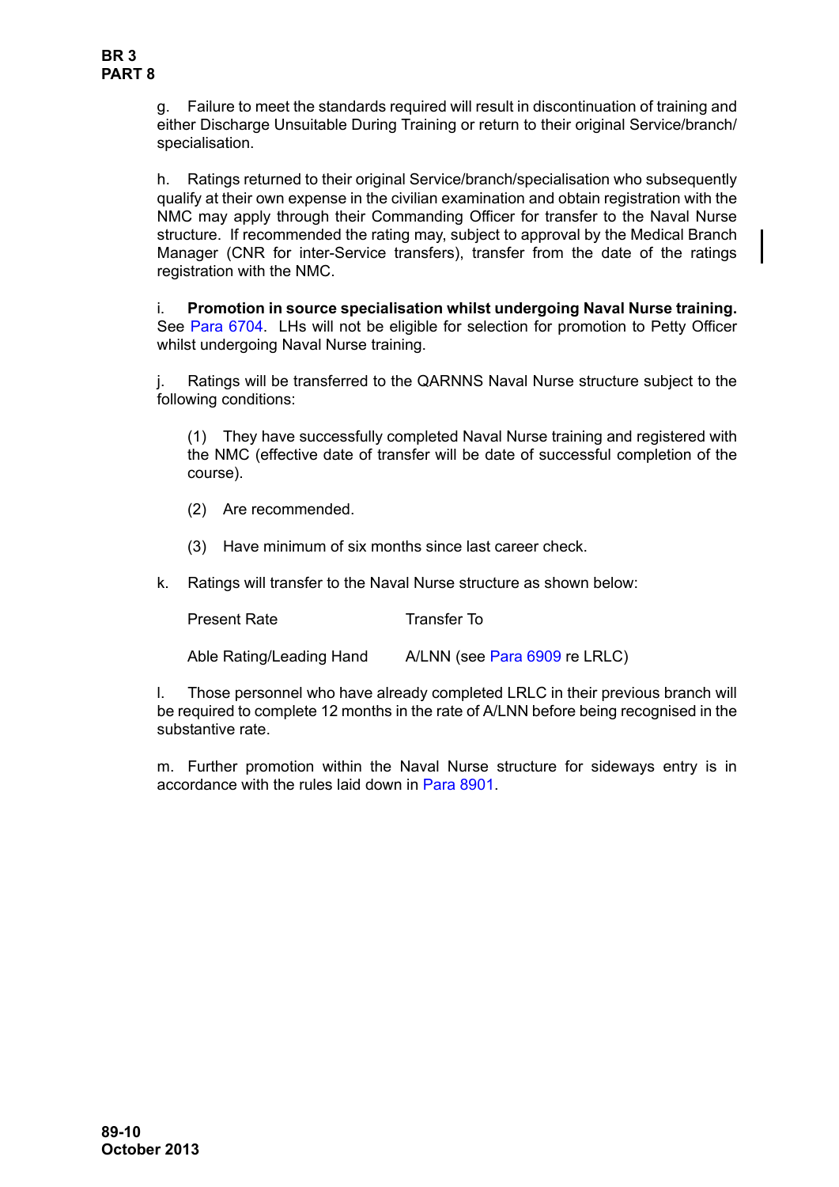g. Failure to meet the standards required will result in discontinuation of training and either Discharge Unsuitable During Training or return to their original Service/branch/specialisation.

h. Ratings returned to their original Service/branch/specialisation who subsequently qualify at their own expense in the civilian examination and obtain registration with the NMC may apply through their Commanding Officer for transfer to the Naval Nurse structure. If recommended the rating may, subject to approval by the Medical Branch Manager (CNR for inter-Service transfers), transfer from the date of the ratings registration with the NMC.

i. **Promotion in source specialisation whilst undergoing Naval Nurse training.** See Para 6704. LHs will not be eligible for selection for promotion to Petty Officer whilst undergoing Naval Nurse training.

j. Ratings will be transferred to the QARNNS Naval Nurse structure subject to the following conditions:

(1) They have successfully completed Naval Nurse training and registered with the NMC (effective date of transfer will be date of successful completion of the course).

(2) Are recommended.

(3) Have minimum of six months since last career check.

k. Ratings will transfer to the Naval Nurse structure as shown below:

| Present Rate | Transfer To |
|---|---|
| Able Rating/Leading Hand | A/LNN (see Para 6909 re LRLC) |

l. Those personnel who have already completed LRLC in their previous branch will be required to complete 12 months in the rate of A/LNN before being recognised in the substantive rate.

m. Further promotion within the Naval Nurse structure for sideways entry is in accordance with the rules laid down in Para 8901.